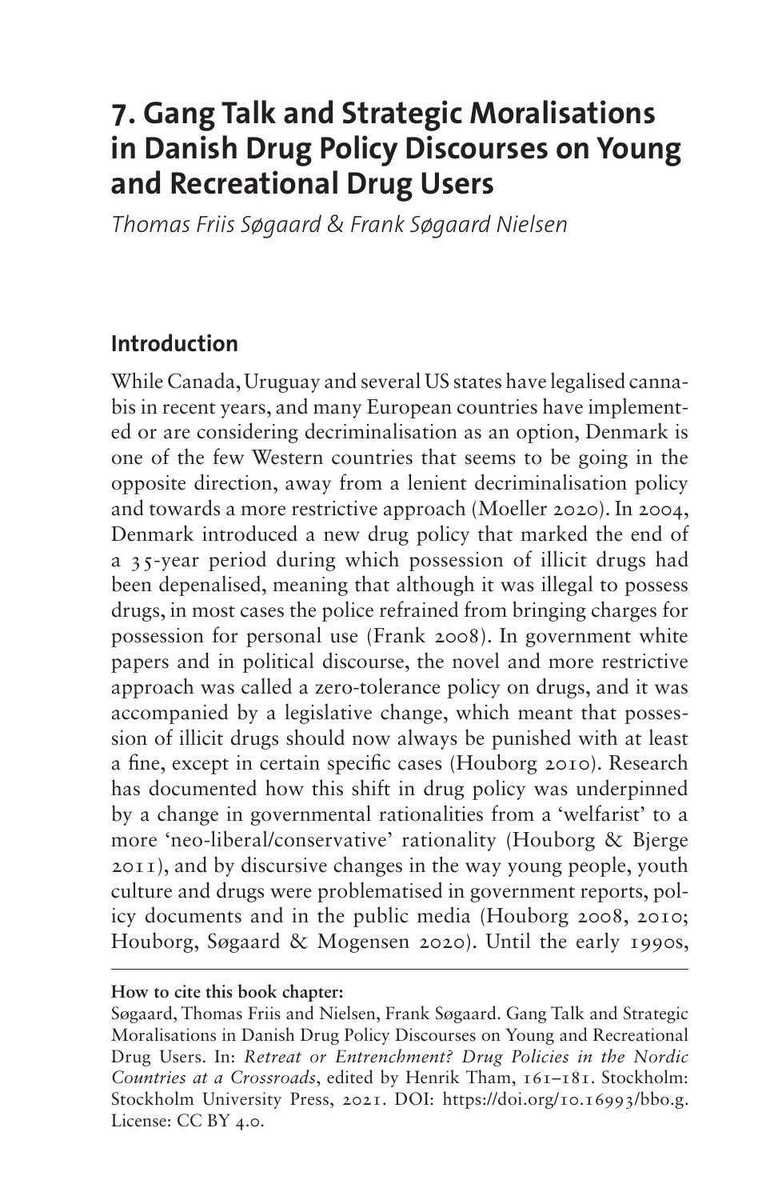# 7. Gang Talk and Strategic Moralisations in Danish Drug Policy Discourses on Young and Recreational Drug Users

*Thomas Friis Søgaard & Frank Søgaard Nielsen*

## Introduction

While Canada, Uruguay and several US states have legalised cannabis in recent years, and many European countries have implemented or are considering decriminalisation as an option, Denmark is one of the few Western countries that seems to be going in the opposite direction, away from a lenient decriminalisation policy and towards a more restrictive approach (Moeller 2020). In 2004, Denmark introduced a new drug policy that marked the end of a 35-year period during which possession of illicit drugs had been depenalised, meaning that although it was illegal to possess drugs, in most cases the police refrained from bringing charges for possession for personal use (Frank 2008). In government white papers and in political discourse, the novel and more restrictive approach was called a zero-tolerance policy on drugs, and it was accompanied by a legislative change, which meant that possession of illicit drugs should now always be punished with at least a fine, except in certain specific cases (Houborg 2010). Research has documented how this shift in drug policy was underpinned by a change in governmental rationalities from a 'welfarist' to a more 'neo-liberal/conservative' rationality (Houborg & Bjerge 2011), and by discursive changes in the way young people, youth culture and drugs were problematised in government reports, policy documents and in the public media (Houborg 2008, 2010; Houborg, Søgaard & Mogensen 2020). Until the early 1990s,

**How to cite this book chapter:**

Søgaard, Thomas Friis and Nielsen, Frank Søgaard. Gang Talk and Strategic Moralisations in Danish Drug Policy Discourses on Young and Recreational Drug Users. In: *Retreat or Entrenchment? Drug Policies in the Nordic Countries at a Crossroads*, edited by Henrik Tham, 161–181. Stockholm: Stockholm University Press, 2021. DOI: https://doi.org/10.16993/bbo.g. License: CC BY 4.0.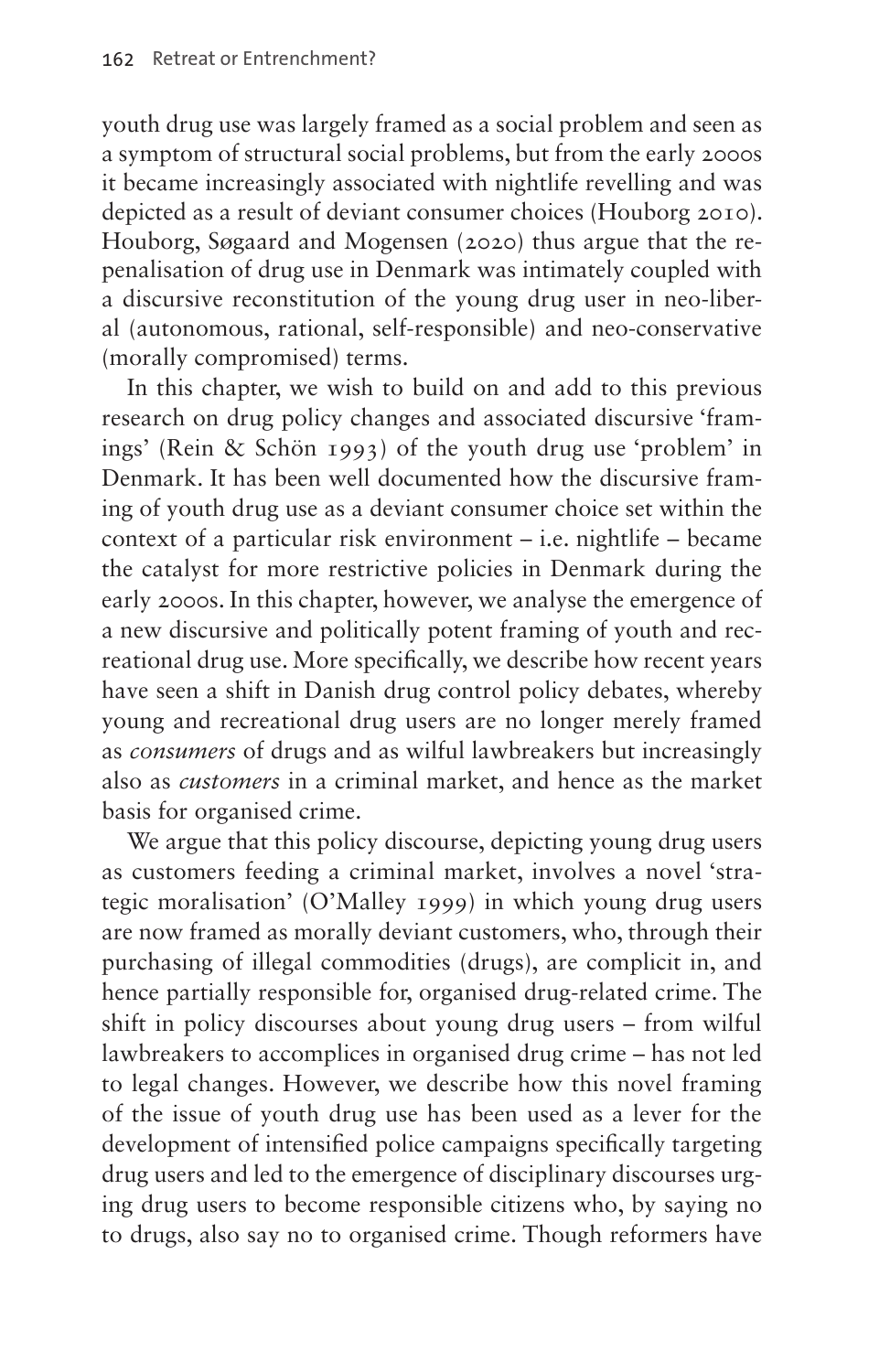youth drug use was largely framed as a social problem and seen as a symptom of structural social problems, but from the early 2000s it became increasingly associated with nightlife revelling and was depicted as a result of deviant consumer choices (Houborg 2010). Houborg, Søgaard and Mogensen (2020) thus argue that the re-penalisation of drug use in Denmark was intimately coupled with a discursive reconstitution of the young drug user in neo-liberal (autonomous, rational, self-responsible) and neo-conservative (morally compromised) terms.

In this chapter, we wish to build on and add to this previous research on drug policy changes and associated discursive 'framings' (Rein & Schön 1993) of the youth drug use 'problem' in Denmark. It has been well documented how the discursive framing of youth drug use as a deviant consumer choice set within the context of a particular risk environment – i.e. nightlife – became the catalyst for more restrictive policies in Denmark during the early 2000s. In this chapter, however, we analyse the emergence of a new discursive and politically potent framing of youth and recreational drug use. More specifically, we describe how recent years have seen a shift in Danish drug control policy debates, whereby young and recreational drug users are no longer merely framed as *consumers* of drugs and as wilful lawbreakers but increasingly also as *customers* in a criminal market, and hence as the market basis for organised crime.

We argue that this policy discourse, depicting young drug users as customers feeding a criminal market, involves a novel 'strategic moralisation' (O'Malley 1999) in which young drug users are now framed as morally deviant customers, who, through their purchasing of illegal commodities (drugs), are complicit in, and hence partially responsible for, organised drug-related crime. The shift in policy discourses about young drug users – from wilful lawbreakers to accomplices in organised drug crime – has not led to legal changes. However, we describe how this novel framing of the issue of youth drug use has been used as a lever for the development of intensified police campaigns specifically targeting drug users and led to the emergence of disciplinary discourses urging drug users to become responsible citizens who, by saying no to drugs, also say no to organised crime. Though reformers have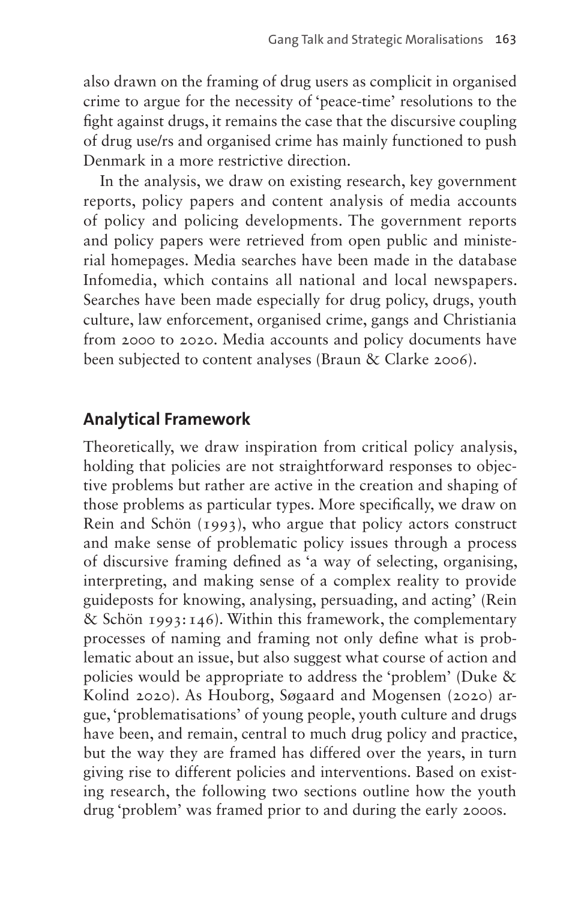also drawn on the framing of drug users as complicit in organised crime to argue for the necessity of 'peace-time' resolutions to the fight against drugs, it remains the case that the discursive coupling of drug use/rs and organised crime has mainly functioned to push Denmark in a more restrictive direction.

In the analysis, we draw on existing research, key government reports, policy papers and content analysis of media accounts of policy and policing developments. The government reports and policy papers were retrieved from open public and ministerial homepages. Media searches have been made in the database Infomedia, which contains all national and local newspapers. Searches have been made especially for drug policy, drugs, youth culture, law enforcement, organised crime, gangs and Christiania from 2000 to 2020. Media accounts and policy documents have been subjected to content analyses (Braun & Clarke 2006).

## Analytical Framework

Theoretically, we draw inspiration from critical policy analysis, holding that policies are not straightforward responses to objective problems but rather are active in the creation and shaping of those problems as particular types. More specifically, we draw on Rein and Schön (1993), who argue that policy actors construct and make sense of problematic policy issues through a process of discursive framing defined as 'a way of selecting, organising, interpreting, and making sense of a complex reality to provide guideposts for knowing, analysing, persuading, and acting' (Rein & Schön 1993: 146). Within this framework, the complementary processes of naming and framing not only define what is problematic about an issue, but also suggest what course of action and policies would be appropriate to address the 'problem' (Duke & Kolind 2020). As Houborg, Søgaard and Mogensen (2020) argue, 'problematisations' of young people, youth culture and drugs have been, and remain, central to much drug policy and practice, but the way they are framed has differed over the years, in turn giving rise to different policies and interventions. Based on existing research, the following two sections outline how the youth drug 'problem' was framed prior to and during the early 2000s.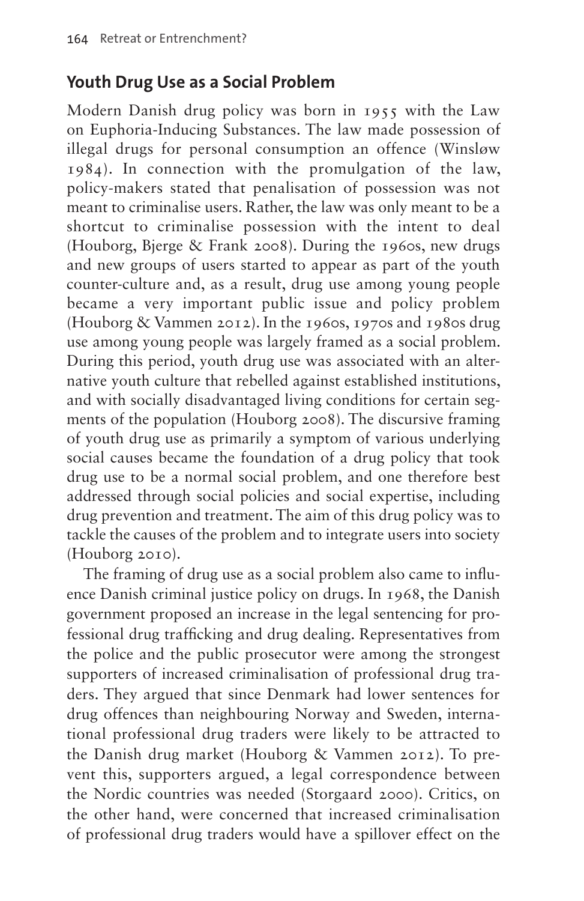## Youth Drug Use as a Social Problem

Modern Danish drug policy was born in 1955 with the Law on Euphoria-Inducing Substances. The law made possession of illegal drugs for personal consumption an offence (Winsløw 1984). In connection with the promulgation of the law, policy-makers stated that penalisation of possession was not meant to criminalise users. Rather, the law was only meant to be a shortcut to criminalise possession with the intent to deal (Houborg, Bjerge & Frank 2008). During the 1960s, new drugs and new groups of users started to appear as part of the youth counter-culture and, as a result, drug use among young people became a very important public issue and policy problem (Houborg & Vammen 2012). In the 1960s, 1970s and 1980s drug use among young people was largely framed as a social problem. During this period, youth drug use was associated with an alternative youth culture that rebelled against established institutions, and with socially disadvantaged living conditions for certain segments of the population (Houborg 2008). The discursive framing of youth drug use as primarily a symptom of various underlying social causes became the foundation of a drug policy that took drug use to be a normal social problem, and one therefore best addressed through social policies and social expertise, including drug prevention and treatment. The aim of this drug policy was to tackle the causes of the problem and to integrate users into society (Houborg 2010).

The framing of drug use as a social problem also came to influence Danish criminal justice policy on drugs. In 1968, the Danish government proposed an increase in the legal sentencing for professional drug trafficking and drug dealing. Representatives from the police and the public prosecutor were among the strongest supporters of increased criminalisation of professional drug traders. They argued that since Denmark had lower sentences for drug offences than neighbouring Norway and Sweden, international professional drug traders were likely to be attracted to the Danish drug market (Houborg & Vammen 2012). To prevent this, supporters argued, a legal correspondence between the Nordic countries was needed (Storgaard 2000). Critics, on the other hand, were concerned that increased criminalisation of professional drug traders would have a spillover effect on the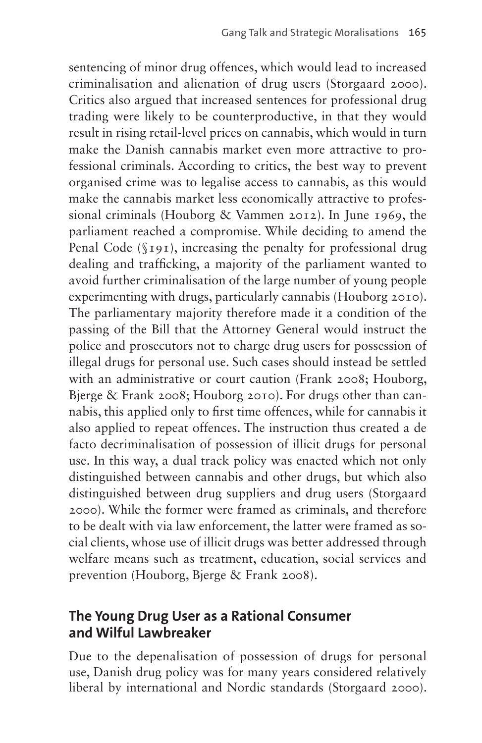sentencing of minor drug offences, which would lead to increased criminalisation and alienation of drug users (Storgaard 2000). Critics also argued that increased sentences for professional drug trading were likely to be counterproductive, in that they would result in rising retail-level prices on cannabis, which would in turn make the Danish cannabis market even more attractive to professional criminals. According to critics, the best way to prevent organised crime was to legalise access to cannabis, as this would make the cannabis market less economically attractive to professional criminals (Houborg & Vammen 2012). In June 1969, the parliament reached a compromise. While deciding to amend the Penal Code (§191), increasing the penalty for professional drug dealing and trafficking, a majority of the parliament wanted to avoid further criminalisation of the large number of young people experimenting with drugs, particularly cannabis (Houborg 2010). The parliamentary majority therefore made it a condition of the passing of the Bill that the Attorney General would instruct the police and prosecutors not to charge drug users for possession of illegal drugs for personal use. Such cases should instead be settled with an administrative or court caution (Frank 2008; Houborg, Bjerge & Frank 2008; Houborg 2010). For drugs other than cannabis, this applied only to first time offences, while for cannabis it also applied to repeat offences. The instruction thus created a de facto decriminalisation of possession of illicit drugs for personal use. In this way, a dual track policy was enacted which not only distinguished between cannabis and other drugs, but which also distinguished between drug suppliers and drug users (Storgaard 2000). While the former were framed as criminals, and therefore to be dealt with via law enforcement, the latter were framed as social clients, whose use of illicit drugs was better addressed through welfare means such as treatment, education, social services and prevention (Houborg, Bjerge & Frank 2008).

## The Young Drug User as a Rational Consumer and Wilful Lawbreaker

Due to the depenalisation of possession of drugs for personal use, Danish drug policy was for many years considered relatively liberal by international and Nordic standards (Storgaard 2000).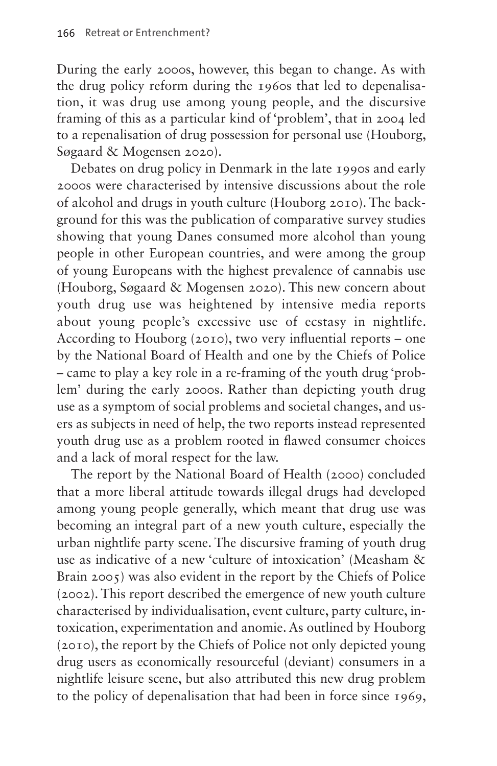During the early 2000s, however, this began to change. As with the drug policy reform during the 1960s that led to depenalisation, it was drug use among young people, and the discursive framing of this as a particular kind of 'problem', that in 2004 led to a repenalisation of drug possession for personal use (Houborg, Søgaard & Mogensen 2020).

Debates on drug policy in Denmark in the late 1990s and early 2000s were characterised by intensive discussions about the role of alcohol and drugs in youth culture (Houborg 2010). The background for this was the publication of comparative survey studies showing that young Danes consumed more alcohol than young people in other European countries, and were among the group of young Europeans with the highest prevalence of cannabis use (Houborg, Søgaard & Mogensen 2020). This new concern about youth drug use was heightened by intensive media reports about young people's excessive use of ecstasy in nightlife. According to Houborg (2010), two very influential reports – one by the National Board of Health and one by the Chiefs of Police – came to play a key role in a re-framing of the youth drug 'problem' during the early 2000s. Rather than depicting youth drug use as a symptom of social problems and societal changes, and users as subjects in need of help, the two reports instead represented youth drug use as a problem rooted in flawed consumer choices and a lack of moral respect for the law.

The report by the National Board of Health (2000) concluded that a more liberal attitude towards illegal drugs had developed among young people generally, which meant that drug use was becoming an integral part of a new youth culture, especially the urban nightlife party scene. The discursive framing of youth drug use as indicative of a new 'culture of intoxication' (Measham & Brain 2005) was also evident in the report by the Chiefs of Police (2002). This report described the emergence of new youth culture characterised by individualisation, event culture, party culture, intoxication, experimentation and anomie. As outlined by Houborg (2010), the report by the Chiefs of Police not only depicted young drug users as economically resourceful (deviant) consumers in a nightlife leisure scene, but also attributed this new drug problem to the policy of depenalisation that had been in force since 1969,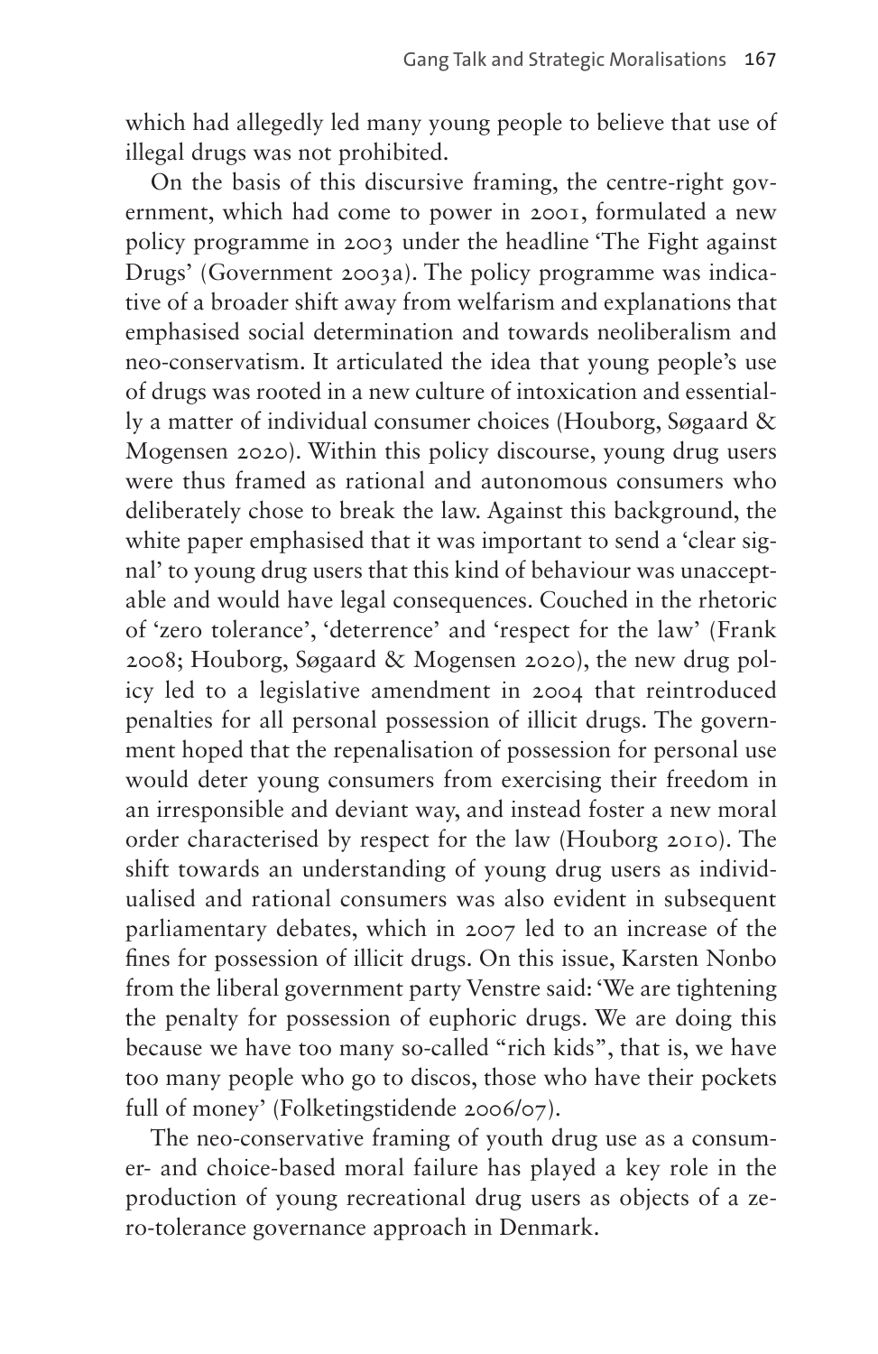which had allegedly led many young people to believe that use of illegal drugs was not prohibited.

On the basis of this discursive framing, the centre-right government, which had come to power in 2001, formulated a new policy programme in 2003 under the headline 'The Fight against Drugs' (Government 2003a). The policy programme was indicative of a broader shift away from welfarism and explanations that emphasised social determination and towards neoliberalism and neo-conservatism. It articulated the idea that young people's use of drugs was rooted in a new culture of intoxication and essentially a matter of individual consumer choices (Houborg, Søgaard & Mogensen 2020). Within this policy discourse, young drug users were thus framed as rational and autonomous consumers who deliberately chose to break the law. Against this background, the white paper emphasised that it was important to send a 'clear signal' to young drug users that this kind of behaviour was unacceptable and would have legal consequences. Couched in the rhetoric of 'zero tolerance', 'deterrence' and 'respect for the law' (Frank 2008; Houborg, Søgaard & Mogensen 2020), the new drug policy led to a legislative amendment in 2004 that reintroduced penalties for all personal possession of illicit drugs. The government hoped that the repenalisation of possession for personal use would deter young consumers from exercising their freedom in an irresponsible and deviant way, and instead foster a new moral order characterised by respect for the law (Houborg 2010). The shift towards an understanding of young drug users as individualised and rational consumers was also evident in subsequent parliamentary debates, which in 2007 led to an increase of the fines for possession of illicit drugs. On this issue, Karsten Nonbo from the liberal government party Venstre said: 'We are tightening the penalty for possession of euphoric drugs. We are doing this because we have too many so-called "rich kids", that is, we have too many people who go to discos, those who have their pockets full of money' (Folketingstidende 2006/07).

The neo-conservative framing of youth drug use as a consumer- and choice-based moral failure has played a key role in the production of young recreational drug users as objects of a zero-tolerance governance approach in Denmark.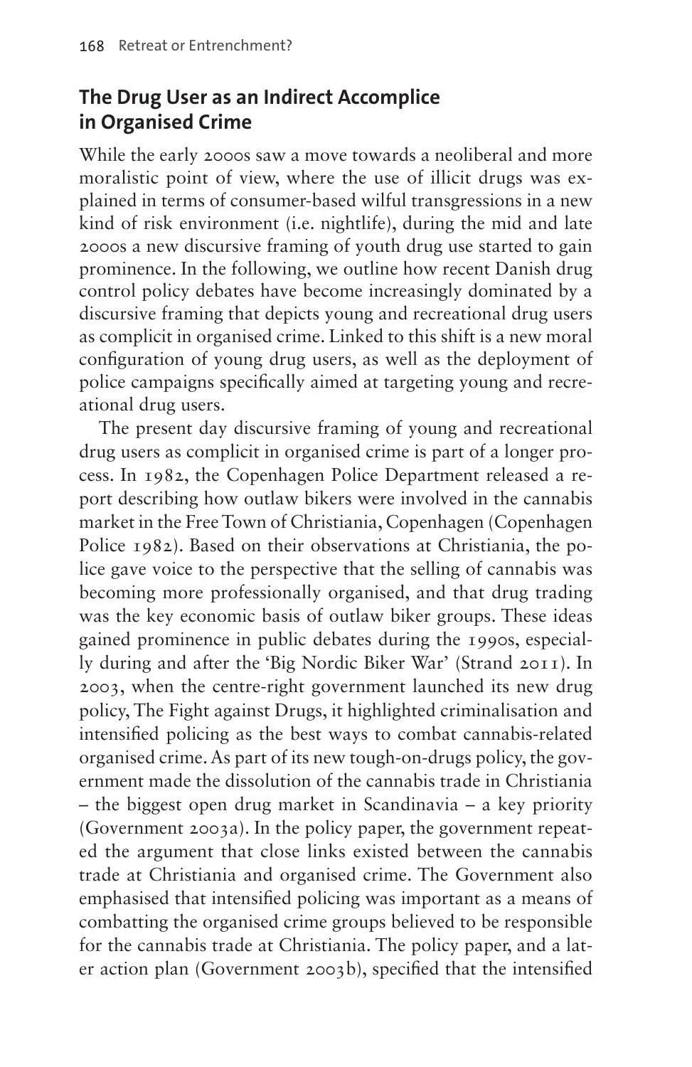## The Drug User as an Indirect Accomplice in Organised Crime

While the early 2000s saw a move towards a neoliberal and more moralistic point of view, where the use of illicit drugs was explained in terms of consumer-based wilful transgressions in a new kind of risk environment (i.e. nightlife), during the mid and late 2000s a new discursive framing of youth drug use started to gain prominence. In the following, we outline how recent Danish drug control policy debates have become increasingly dominated by a discursive framing that depicts young and recreational drug users as complicit in organised crime. Linked to this shift is a new moral configuration of young drug users, as well as the deployment of police campaigns specifically aimed at targeting young and recreational drug users.

The present day discursive framing of young and recreational drug users as complicit in organised crime is part of a longer process. In 1982, the Copenhagen Police Department released a report describing how outlaw bikers were involved in the cannabis market in the Free Town of Christiania, Copenhagen (Copenhagen Police 1982). Based on their observations at Christiania, the police gave voice to the perspective that the selling of cannabis was becoming more professionally organised, and that drug trading was the key economic basis of outlaw biker groups. These ideas gained prominence in public debates during the 1990s, especially during and after the 'Big Nordic Biker War' (Strand 2011). In 2003, when the centre-right government launched its new drug policy, The Fight against Drugs, it highlighted criminalisation and intensified policing as the best ways to combat cannabis-related organised crime. As part of its new tough-on-drugs policy, the government made the dissolution of the cannabis trade in Christiania – the biggest open drug market in Scandinavia – a key priority (Government 2003a). In the policy paper, the government repeated the argument that close links existed between the cannabis trade at Christiania and organised crime. The Government also emphasised that intensified policing was important as a means of combatting the organised crime groups believed to be responsible for the cannabis trade at Christiania. The policy paper, and a later action plan (Government 2003b), specified that the intensified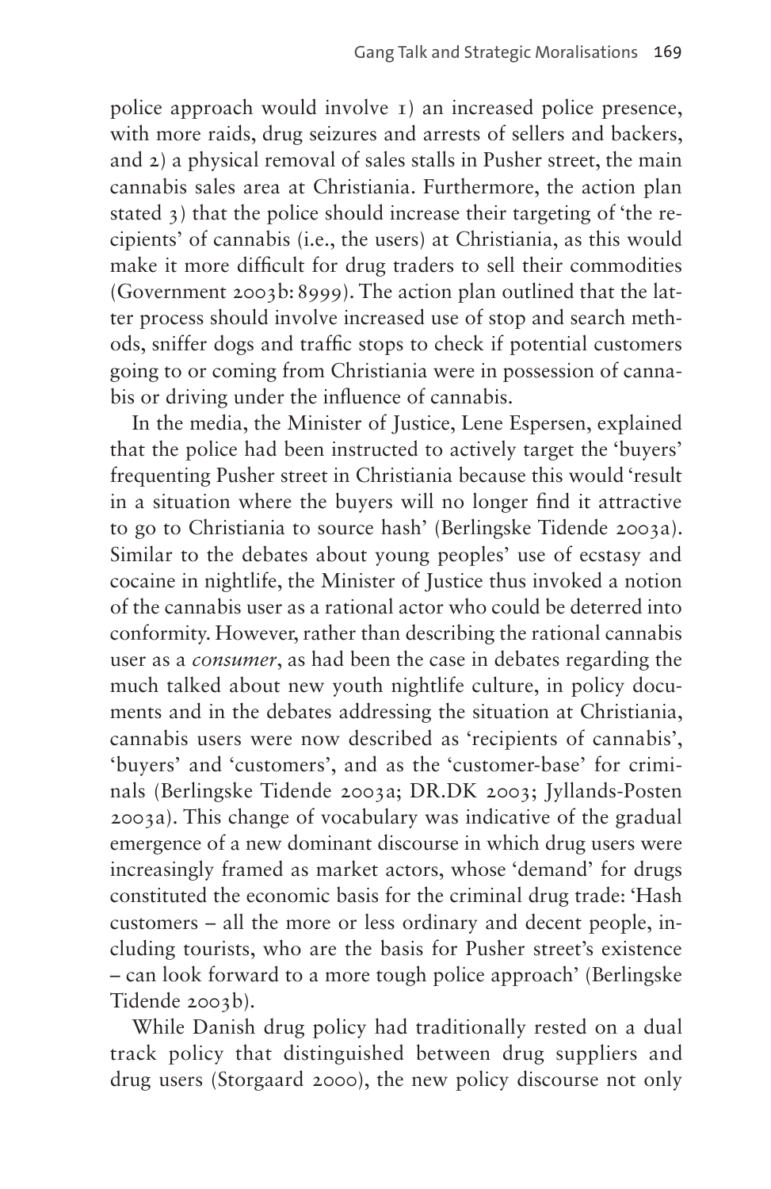police approach would involve 1) an increased police presence, with more raids, drug seizures and arrests of sellers and backers, and 2) a physical removal of sales stalls in Pusher street, the main cannabis sales area at Christiania. Furthermore, the action plan stated 3) that the police should increase their targeting of 'the recipients' of cannabis (i.e., the users) at Christiania, as this would make it more difficult for drug traders to sell their commodities (Government 2003b: 8999). The action plan outlined that the latter process should involve increased use of stop and search methods, sniffer dogs and traffic stops to check if potential customers going to or coming from Christiania were in possession of cannabis or driving under the influence of cannabis.

In the media, the Minister of Justice, Lene Espersen, explained that the police had been instructed to actively target the 'buyers' frequenting Pusher street in Christiania because this would 'result in a situation where the buyers will no longer find it attractive to go to Christiania to source hash' (Berlingske Tidende 2003a). Similar to the debates about young peoples' use of ecstasy and cocaine in nightlife, the Minister of Justice thus invoked a notion of the cannabis user as a rational actor who could be deterred into conformity. However, rather than describing the rational cannabis user as a *consumer*, as had been the case in debates regarding the much talked about new youth nightlife culture, in policy documents and in the debates addressing the situation at Christiania, cannabis users were now described as 'recipients of cannabis', 'buyers' and 'customers', and as the 'customer-base' for criminals (Berlingske Tidende 2003a; DR.DK 2003; Jyllands-Posten 2003a). This change of vocabulary was indicative of the gradual emergence of a new dominant discourse in which drug users were increasingly framed as market actors, whose 'demand' for drugs constituted the economic basis for the criminal drug trade: 'Hash customers – all the more or less ordinary and decent people, including tourists, who are the basis for Pusher street's existence – can look forward to a more tough police approach' (Berlingske Tidende 2003b).

While Danish drug policy had traditionally rested on a dual track policy that distinguished between drug suppliers and drug users (Storgaard 2000), the new policy discourse not only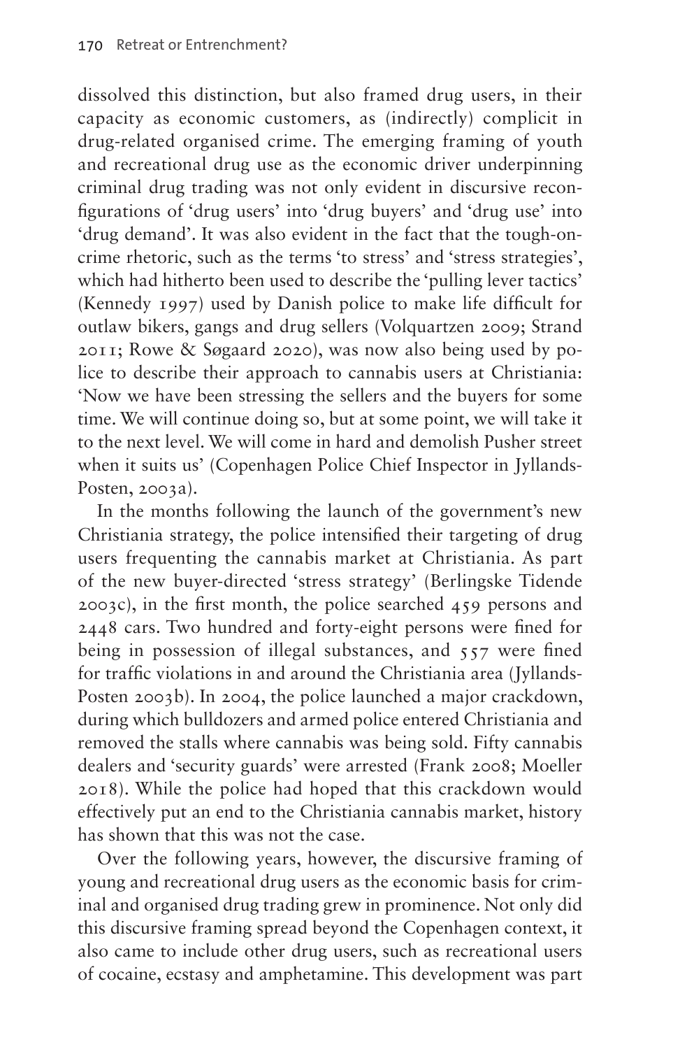dissolved this distinction, but also framed drug users, in their capacity as economic customers, as (indirectly) complicit in drug-related organised crime. The emerging framing of youth and recreational drug use as the economic driver underpinning criminal drug trading was not only evident in discursive reconfigurations of 'drug users' into 'drug buyers' and 'drug use' into 'drug demand'. It was also evident in the fact that the tough-on-crime rhetoric, such as the terms 'to stress' and 'stress strategies', which had hitherto been used to describe the 'pulling lever tactics' (Kennedy 1997) used by Danish police to make life difficult for outlaw bikers, gangs and drug sellers (Volquartzen 2009; Strand 2011; Rowe & Søgaard 2020), was now also being used by police to describe their approach to cannabis users at Christiania: 'Now we have been stressing the sellers and the buyers for some time. We will continue doing so, but at some point, we will take it to the next level. We will come in hard and demolish Pusher street when it suits us' (Copenhagen Police Chief Inspector in Jyllands-Posten, 2003a).

In the months following the launch of the government's new Christiania strategy, the police intensified their targeting of drug users frequenting the cannabis market at Christiania. As part of the new buyer-directed 'stress strategy' (Berlingske Tidende 2003c), in the first month, the police searched 459 persons and 2448 cars. Two hundred and forty-eight persons were fined for being in possession of illegal substances, and 557 were fined for traffic violations in and around the Christiania area (Jyllands-Posten 2003b). In 2004, the police launched a major crackdown, during which bulldozers and armed police entered Christiania and removed the stalls where cannabis was being sold. Fifty cannabis dealers and 'security guards' were arrested (Frank 2008; Moeller 2018). While the police had hoped that this crackdown would effectively put an end to the Christiania cannabis market, history has shown that this was not the case.

Over the following years, however, the discursive framing of young and recreational drug users as the economic basis for criminal and organised drug trading grew in prominence. Not only did this discursive framing spread beyond the Copenhagen context, it also came to include other drug users, such as recreational users of cocaine, ecstasy and amphetamine. This development was part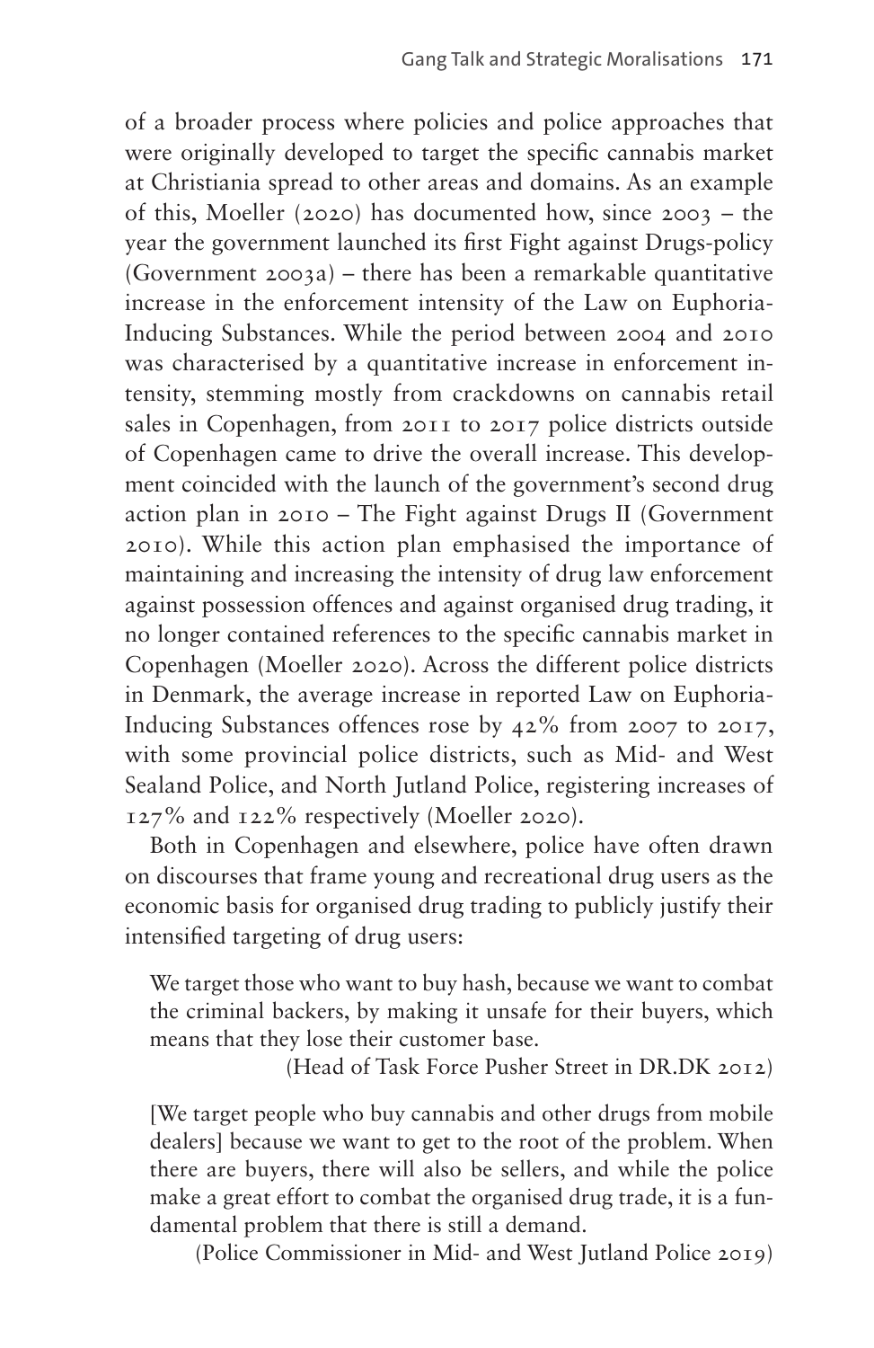of a broader process where policies and police approaches that were originally developed to target the specific cannabis market at Christiania spread to other areas and domains. As an example of this, Moeller (2020) has documented how, since 2003 – the year the government launched its first Fight against Drugs-policy (Government 2003a) – there has been a remarkable quantitative increase in the enforcement intensity of the Law on Euphoria-Inducing Substances. While the period between 2004 and 2010 was characterised by a quantitative increase in enforcement intensity, stemming mostly from crackdowns on cannabis retail sales in Copenhagen, from 2011 to 2017 police districts outside of Copenhagen came to drive the overall increase. This development coincided with the launch of the government's second drug action plan in 2010 – The Fight against Drugs II (Government 2010). While this action plan emphasised the importance of maintaining and increasing the intensity of drug law enforcement against possession offences and against organised drug trading, it no longer contained references to the specific cannabis market in Copenhagen (Moeller 2020). Across the different police districts in Denmark, the average increase in reported Law on Euphoria-Inducing Substances offences rose by 42% from 2007 to 2017, with some provincial police districts, such as Mid- and West Sealand Police, and North Jutland Police, registering increases of 127% and 122% respectively (Moeller 2020).

Both in Copenhagen and elsewhere, police have often drawn on discourses that frame young and recreational drug users as the economic basis for organised drug trading to publicly justify their intensified targeting of drug users:

> We target those who want to buy hash, because we want to combat the criminal backers, by making it unsafe for their buyers, which means that they lose their customer base.
>
> (Head of Task Force Pusher Street in DR.DK 2012)

> [We target people who buy cannabis and other drugs from mobile dealers] because we want to get to the root of the problem. When there are buyers, there will also be sellers, and while the police make a great effort to combat the organised drug trade, it is a fundamental problem that there is still a demand.
>
> (Police Commissioner in Mid- and West Jutland Police 2019)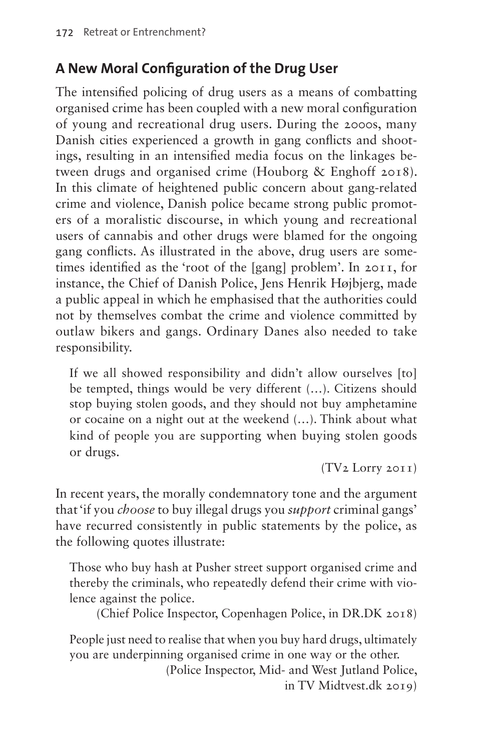## A New Moral Configuration of the Drug User

The intensified policing of drug users as a means of combatting organised crime has been coupled with a new moral configuration of young and recreational drug users. During the 2000s, many Danish cities experienced a growth in gang conflicts and shootings, resulting in an intensified media focus on the linkages between drugs and organised crime (Houborg & Enghoff 2018). In this climate of heightened public concern about gang-related crime and violence, Danish police became strong public promoters of a moralistic discourse, in which young and recreational users of cannabis and other drugs were blamed for the ongoing gang conflicts. As illustrated in the above, drug users are sometimes identified as the 'root of the [gang] problem'. In 2011, for instance, the Chief of Danish Police, Jens Henrik Højbjerg, made a public appeal in which he emphasised that the authorities could not by themselves combat the crime and violence committed by outlaw bikers and gangs. Ordinary Danes also needed to take responsibility.

> If we all showed responsibility and didn't allow ourselves [to] be tempted, things would be very different (…). Citizens should stop buying stolen goods, and they should not buy amphetamine or cocaine on a night out at the weekend (…). Think about what kind of people you are supporting when buying stolen goods or drugs.
>
> (TV2 Lorry 2011)

In recent years, the morally condemnatory tone and the argument that 'if you *choose* to buy illegal drugs you *support* criminal gangs' have recurred consistently in public statements by the police, as the following quotes illustrate:

> Those who buy hash at Pusher street support organised crime and thereby the criminals, who repeatedly defend their crime with violence against the police.
>
> (Chief Police Inspector, Copenhagen Police, in DR.DK 2018)

> People just need to realise that when you buy hard drugs, ultimately you are underpinning organised crime in one way or the other.
>
> (Police Inspector, Mid- and West Jutland Police, in TV Midtvest.dk 2019)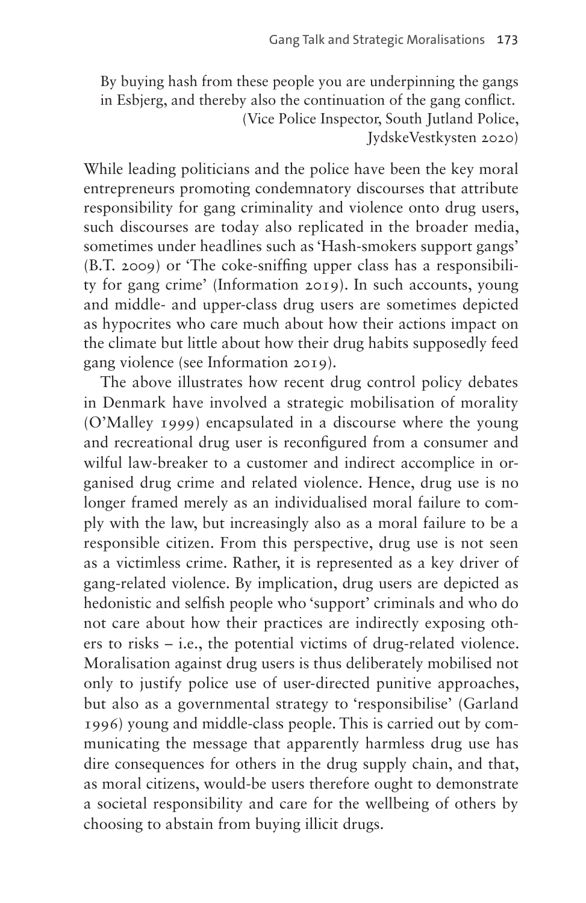> By buying hash from these people you are underpinning the gangs in Esbjerg, and thereby also the continuation of the gang conflict.
> (Vice Police Inspector, South Jutland Police, JydskeVestkysten 2020)

While leading politicians and the police have been the key moral entrepreneurs promoting condemnatory discourses that attribute responsibility for gang criminality and violence onto drug users, such discourses are today also replicated in the broader media, sometimes under headlines such as 'Hash-smokers support gangs' (B.T. 2009) or 'The coke-sniffing upper class has a responsibility for gang crime' (Information 2019). In such accounts, young and middle- and upper-class drug users are sometimes depicted as hypocrites who care much about how their actions impact on the climate but little about how their drug habits supposedly feed gang violence (see Information 2019).

The above illustrates how recent drug control policy debates in Denmark have involved a strategic mobilisation of morality (O'Malley 1999) encapsulated in a discourse where the young and recreational drug user is reconfigured from a consumer and wilful law-breaker to a customer and indirect accomplice in organised drug crime and related violence. Hence, drug use is no longer framed merely as an individualised moral failure to comply with the law, but increasingly also as a moral failure to be a responsible citizen. From this perspective, drug use is not seen as a victimless crime. Rather, it is represented as a key driver of gang-related violence. By implication, drug users are depicted as hedonistic and selfish people who 'support' criminals and who do not care about how their practices are indirectly exposing others to risks – i.e., the potential victims of drug-related violence. Moralisation against drug users is thus deliberately mobilised not only to justify police use of user-directed punitive approaches, but also as a governmental strategy to 'responsibilise' (Garland 1996) young and middle-class people. This is carried out by communicating the message that apparently harmless drug use has dire consequences for others in the drug supply chain, and that, as moral citizens, would-be users therefore ought to demonstrate a societal responsibility and care for the wellbeing of others by choosing to abstain from buying illicit drugs.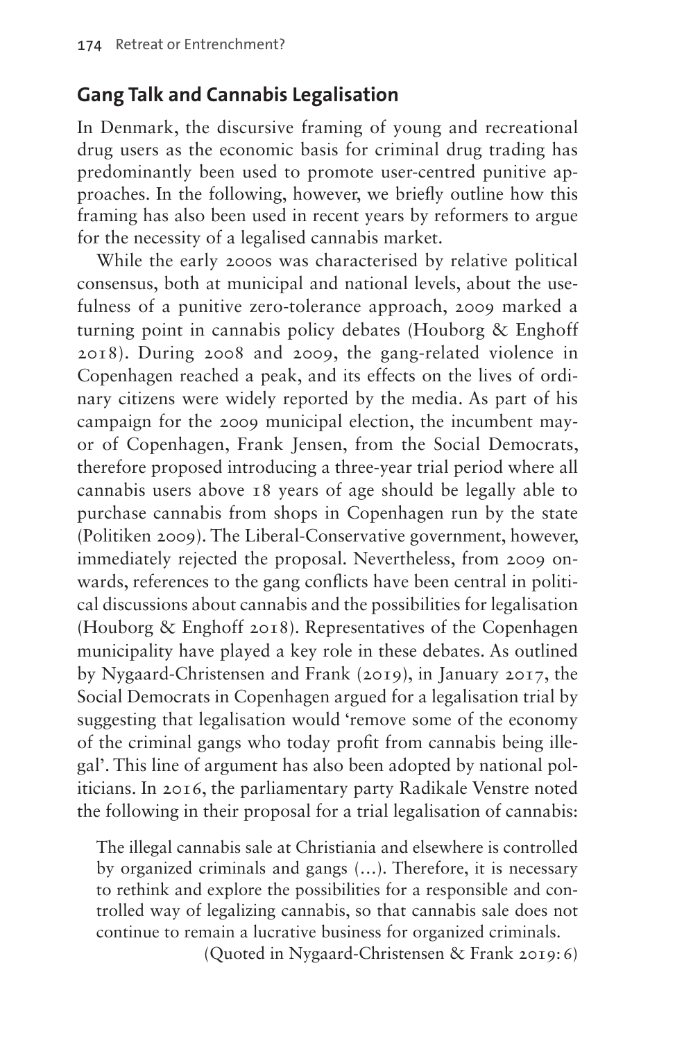## Gang Talk and Cannabis Legalisation

In Denmark, the discursive framing of young and recreational drug users as the economic basis for criminal drug trading has predominantly been used to promote user-centred punitive approaches. In the following, however, we briefly outline how this framing has also been used in recent years by reformers to argue for the necessity of a legalised cannabis market.

While the early 2000s was characterised by relative political consensus, both at municipal and national levels, about the usefulness of a punitive zero-tolerance approach, 2009 marked a turning point in cannabis policy debates (Houborg & Enghoff 2018). During 2008 and 2009, the gang-related violence in Copenhagen reached a peak, and its effects on the lives of ordinary citizens were widely reported by the media. As part of his campaign for the 2009 municipal election, the incumbent mayor of Copenhagen, Frank Jensen, from the Social Democrats, therefore proposed introducing a three-year trial period where all cannabis users above 18 years of age should be legally able to purchase cannabis from shops in Copenhagen run by the state (Politiken 2009). The Liberal-Conservative government, however, immediately rejected the proposal. Nevertheless, from 2009 onwards, references to the gang conflicts have been central in political discussions about cannabis and the possibilities for legalisation (Houborg & Enghoff 2018). Representatives of the Copenhagen municipality have played a key role in these debates. As outlined by Nygaard-Christensen and Frank (2019), in January 2017, the Social Democrats in Copenhagen argued for a legalisation trial by suggesting that legalisation would 'remove some of the economy of the criminal gangs who today profit from cannabis being illegal'. This line of argument has also been adopted by national politicians. In 2016, the parliamentary party Radikale Venstre noted the following in their proposal for a trial legalisation of cannabis:

> The illegal cannabis sale at Christiania and elsewhere is controlled by organized criminals and gangs (…). Therefore, it is necessary to rethink and explore the possibilities for a responsible and controlled way of legalizing cannabis, so that cannabis sale does not continue to remain a lucrative business for organized criminals.
>
> (Quoted in Nygaard-Christensen & Frank 2019: 6)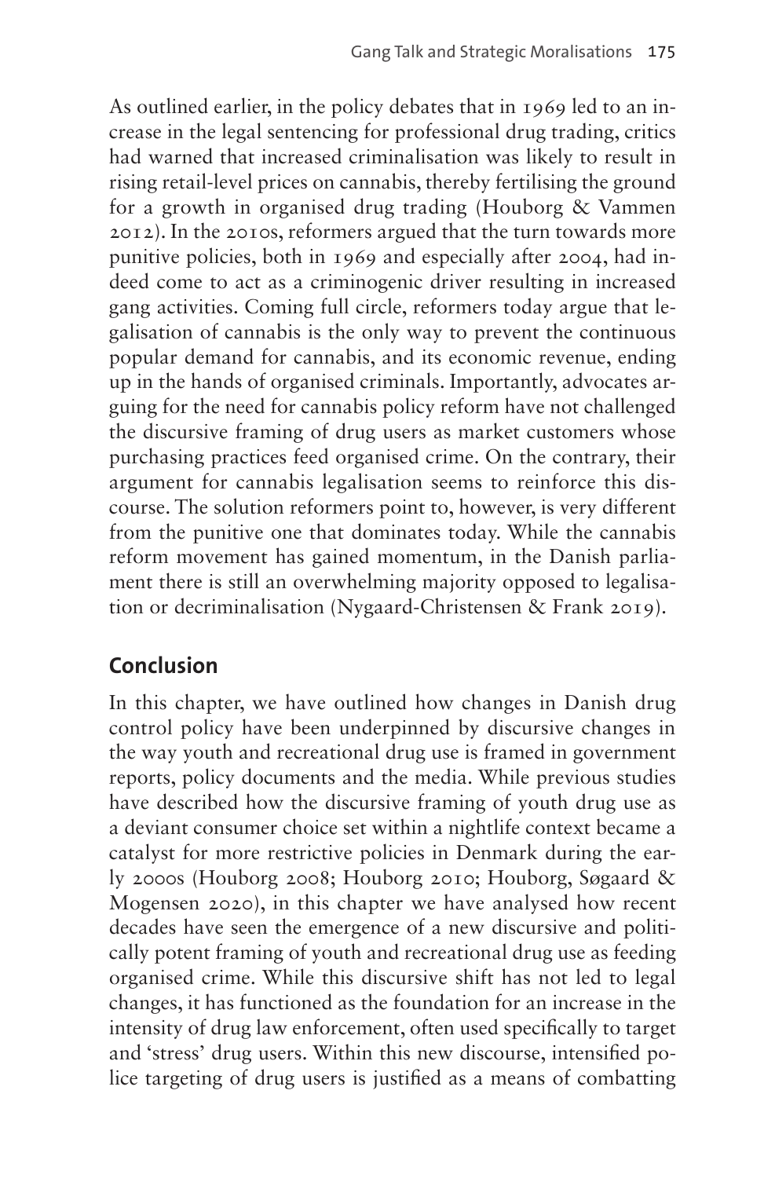As outlined earlier, in the policy debates that in 1969 led to an increase in the legal sentencing for professional drug trading, critics had warned that increased criminalisation was likely to result in rising retail-level prices on cannabis, thereby fertilising the ground for a growth in organised drug trading (Houborg & Vammen 2012). In the 2010s, reformers argued that the turn towards more punitive policies, both in 1969 and especially after 2004, had indeed come to act as a criminogenic driver resulting in increased gang activities. Coming full circle, reformers today argue that legalisation of cannabis is the only way to prevent the continuous popular demand for cannabis, and its economic revenue, ending up in the hands of organised criminals. Importantly, advocates arguing for the need for cannabis policy reform have not challenged the discursive framing of drug users as market customers whose purchasing practices feed organised crime. On the contrary, their argument for cannabis legalisation seems to reinforce this discourse. The solution reformers point to, however, is very different from the punitive one that dominates today. While the cannabis reform movement has gained momentum, in the Danish parliament there is still an overwhelming majority opposed to legalisation or decriminalisation (Nygaard-Christensen & Frank 2019).

## Conclusion

In this chapter, we have outlined how changes in Danish drug control policy have been underpinned by discursive changes in the way youth and recreational drug use is framed in government reports, policy documents and the media. While previous studies have described how the discursive framing of youth drug use as a deviant consumer choice set within a nightlife context became a catalyst for more restrictive policies in Denmark during the early 2000s (Houborg 2008; Houborg 2010; Houborg, Søgaard & Mogensen 2020), in this chapter we have analysed how recent decades have seen the emergence of a new discursive and politically potent framing of youth and recreational drug use as feeding organised crime. While this discursive shift has not led to legal changes, it has functioned as the foundation for an increase in the intensity of drug law enforcement, often used specifically to target and 'stress' drug users. Within this new discourse, intensified police targeting of drug users is justified as a means of combatting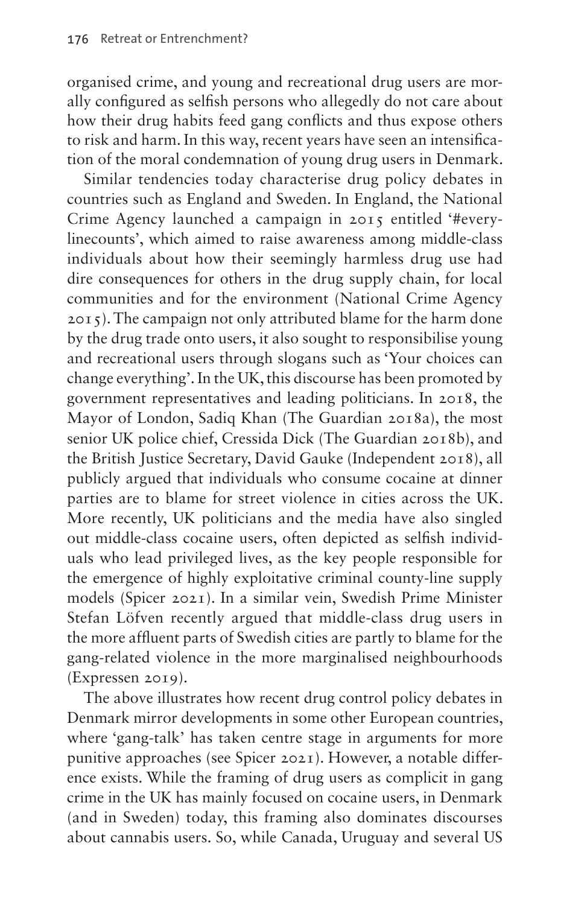organised crime, and young and recreational drug users are morally configured as selfish persons who allegedly do not care about how their drug habits feed gang conflicts and thus expose others to risk and harm. In this way, recent years have seen an intensification of the moral condemnation of young drug users in Denmark.

Similar tendencies today characterise drug policy debates in countries such as England and Sweden. In England, the National Crime Agency launched a campaign in 2015 entitled '#everylinecounts', which aimed to raise awareness among middle-class individuals about how their seemingly harmless drug use had dire consequences for others in the drug supply chain, for local communities and for the environment (National Crime Agency 2015). The campaign not only attributed blame for the harm done by the drug trade onto users, it also sought to responsibilise young and recreational users through slogans such as 'Your choices can change everything'. In the UK, this discourse has been promoted by government representatives and leading politicians. In 2018, the Mayor of London, Sadiq Khan (The Guardian 2018a), the most senior UK police chief, Cressida Dick (The Guardian 2018b), and the British Justice Secretary, David Gauke (Independent 2018), all publicly argued that individuals who consume cocaine at dinner parties are to blame for street violence in cities across the UK. More recently, UK politicians and the media have also singled out middle-class cocaine users, often depicted as selfish individuals who lead privileged lives, as the key people responsible for the emergence of highly exploitative criminal county-line supply models (Spicer 2021). In a similar vein, Swedish Prime Minister Stefan Löfven recently argued that middle-class drug users in the more affluent parts of Swedish cities are partly to blame for the gang-related violence in the more marginalised neighbourhoods (Expressen 2019).

The above illustrates how recent drug control policy debates in Denmark mirror developments in some other European countries, where 'gang-talk' has taken centre stage in arguments for more punitive approaches (see Spicer 2021). However, a notable difference exists. While the framing of drug users as complicit in gang crime in the UK has mainly focused on cocaine users, in Denmark (and in Sweden) today, this framing also dominates discourses about cannabis users. So, while Canada, Uruguay and several US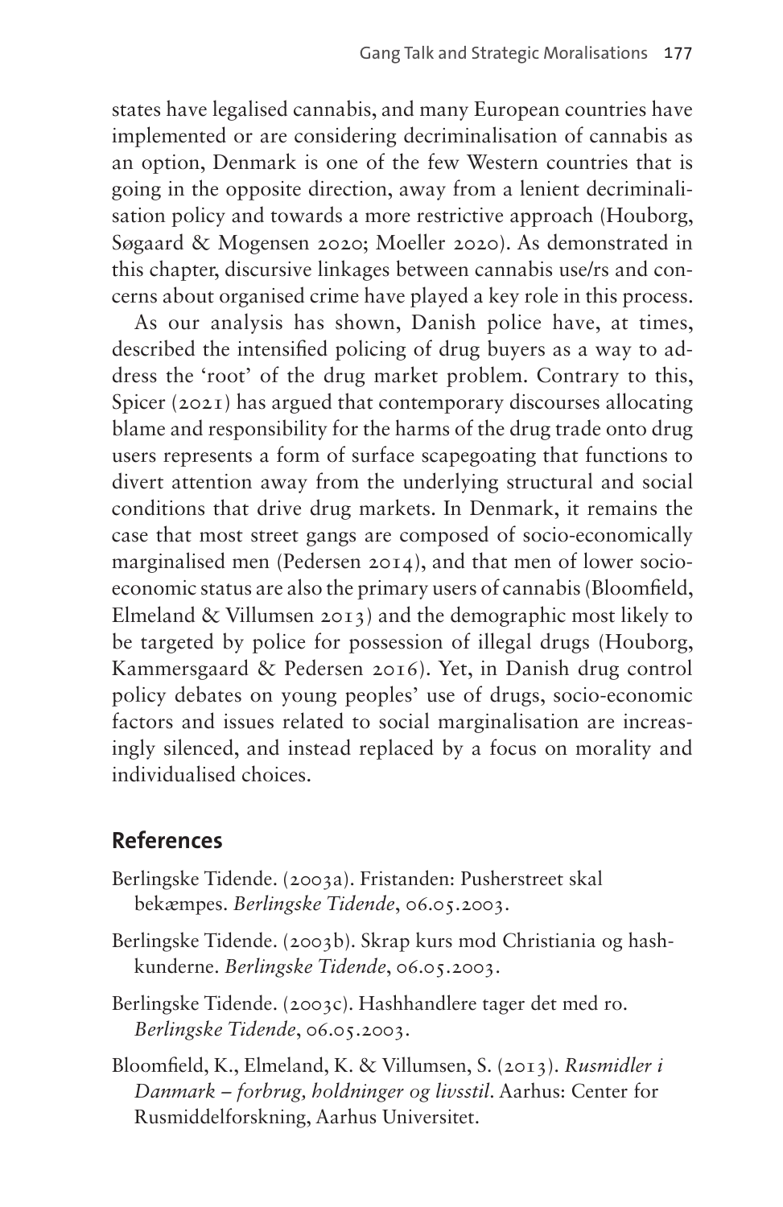states have legalised cannabis, and many European countries have implemented or are considering decriminalisation of cannabis as an option, Denmark is one of the few Western countries that is going in the opposite direction, away from a lenient decriminalisation policy and towards a more restrictive approach (Houborg, Søgaard & Mogensen 2020; Moeller 2020). As demonstrated in this chapter, discursive linkages between cannabis use/rs and concerns about organised crime have played a key role in this process.

As our analysis has shown, Danish police have, at times, described the intensified policing of drug buyers as a way to address the 'root' of the drug market problem. Contrary to this, Spicer (2021) has argued that contemporary discourses allocating blame and responsibility for the harms of the drug trade onto drug users represents a form of surface scapegoating that functions to divert attention away from the underlying structural and social conditions that drive drug markets. In Denmark, it remains the case that most street gangs are composed of socio-economically marginalised men (Pedersen 2014), and that men of lower socioeconomic status are also the primary users of cannabis (Bloomfield, Elmeland & Villumsen 2013) and the demographic most likely to be targeted by police for possession of illegal drugs (Houborg, Kammersgaard & Pedersen 2016). Yet, in Danish drug control policy debates on young peoples' use of drugs, socio-economic factors and issues related to social marginalisation are increasingly silenced, and instead replaced by a focus on morality and individualised choices.

## References

Berlingske Tidende. (2003a). Fristanden: Pusherstreet skal bekæmpes. *Berlingske Tidende*, 06.05.2003.

Berlingske Tidende. (2003b). Skrap kurs mod Christiania og hashkunderne. *Berlingske Tidende*, 06.05.2003.

Berlingske Tidende. (2003c). Hashhandlere tager det med ro. *Berlingske Tidende*, 06.05.2003.

Bloomfield, K., Elmeland, K. & Villumsen, S. (2013). *Rusmidler i Danmark – forbrug, holdninger og livsstil*. Aarhus: Center for Rusmiddelforskning, Aarhus Universitet.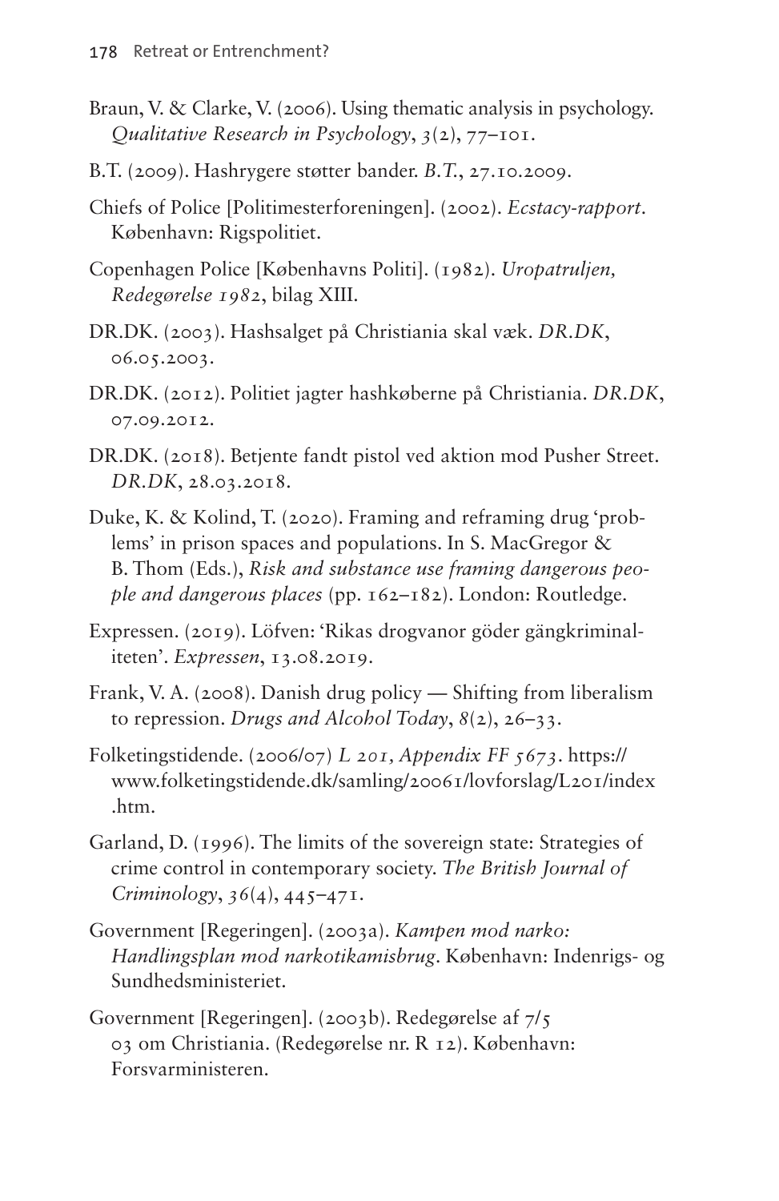Braun, V. & Clarke, V. (2006). Using thematic analysis in psychology. *Qualitative Research in Psychology*, *3*(2), 77–101.

B.T. (2009). Hashrygere støtter bander. *B.T.*, 27.10.2009.

Chiefs of Police [Politimesterforeningen]. (2002). *Ecstacy-rapport*. København: Rigspolitiet.

Copenhagen Police [Københavns Politi]. (1982). *Uropatruljen, Redegørelse 1982*, bilag XIII.

DR.DK. (2003). Hashsalget på Christiania skal væk. *DR.DK*, 06.05.2003.

DR.DK. (2012). Politiet jagter hashkøberne på Christiania. *DR.DK*, 07.09.2012.

DR.DK. (2018). Betjente fandt pistol ved aktion mod Pusher Street. *DR.DK*, 28.03.2018.

Duke, K. & Kolind, T. (2020). Framing and reframing drug 'problems' in prison spaces and populations. In S. MacGregor & B. Thom (Eds.), *Risk and substance use framing dangerous people and dangerous places* (pp. 162–182). London: Routledge.

Expressen. (2019). Löfven: 'Rikas drogvanor göder gängkriminaliteten'. *Expressen*, 13.08.2019.

Frank, V. A. (2008). Danish drug policy — Shifting from liberalism to repression. *Drugs and Alcohol Today*, *8*(2), 26–33.

Folketingstidende. (2006/07) *L 201, Appendix FF 5673*. https://www.folketingstidende.dk/samling/20061/lovforslag/L201/index.htm.

Garland, D. (1996). The limits of the sovereign state: Strategies of crime control in contemporary society. *The British Journal of Criminology*, *36*(4), 445–471.

Government [Regeringen]. (2003a). *Kampen mod narko: Handlingsplan mod narkotikamisbrug*. København: Indenrigs- og Sundhedsministeriet.

Government [Regeringen]. (2003b). Redegørelse af 7/5 03 om Christiania. (Redegørelse nr. R 12). København: Forsvarministeren.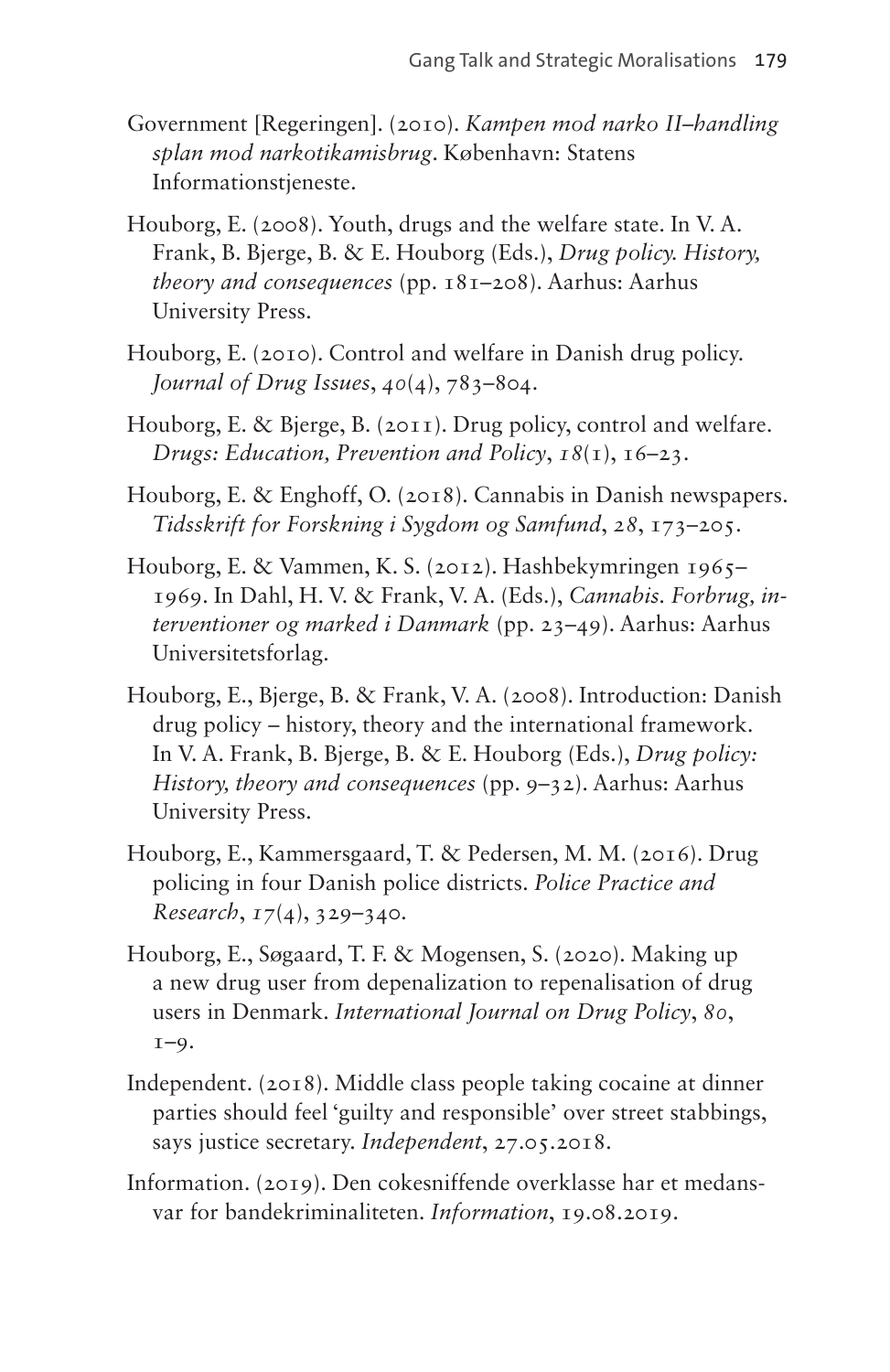Government [Regeringen]. (2010). *Kampen mod narko II–handling splan mod narkotikamisbrug*. København: Statens Informationstjeneste.

Houborg, E. (2008). Youth, drugs and the welfare state. In V. A. Frank, B. Bjerge, B. & E. Houborg (Eds.), *Drug policy. History, theory and consequences* (pp. 181–208). Aarhus: Aarhus University Press.

Houborg, E. (2010). Control and welfare in Danish drug policy. *Journal of Drug Issues*, *40*(4), 783–804.

Houborg, E. & Bjerge, B. (2011). Drug policy, control and welfare. *Drugs: Education, Prevention and Policy*, *18*(1), 16–23.

Houborg, E. & Enghoff, O. (2018). Cannabis in Danish newspapers. *Tidsskrift for Forskning i Sygdom og Samfund*, *28*, 173–205.

Houborg, E. & Vammen, K. S. (2012). Hashbekymringen 1965–1969. In Dahl, H. V. & Frank, V. A. (Eds.), *Cannabis. Forbrug, interventioner og marked i Danmark* (pp. 23–49). Aarhus: Aarhus Universitetsforlag.

Houborg, E., Bjerge, B. & Frank, V. A. (2008). Introduction: Danish drug policy – history, theory and the international framework. In V. A. Frank, B. Bjerge, B. & E. Houborg (Eds.), *Drug policy: History, theory and consequences* (pp. 9–32). Aarhus: Aarhus University Press.

Houborg, E., Kammersgaard, T. & Pedersen, M. M. (2016). Drug policing in four Danish police districts. *Police Practice and Research*, *17*(4), 329–340.

Houborg, E., Søgaard, T. F. & Mogensen, S. (2020). Making up a new drug user from depenalization to repenalisation of drug users in Denmark. *International Journal on Drug Policy*, *80*, 1–9.

Independent. (2018). Middle class people taking cocaine at dinner parties should feel 'guilty and responsible' over street stabbings, says justice secretary. *Independent*, 27.05.2018.

Information. (2019). Den cokesniffende overklasse har et medansvar for bandekriminaliteten. *Information*, 19.08.2019.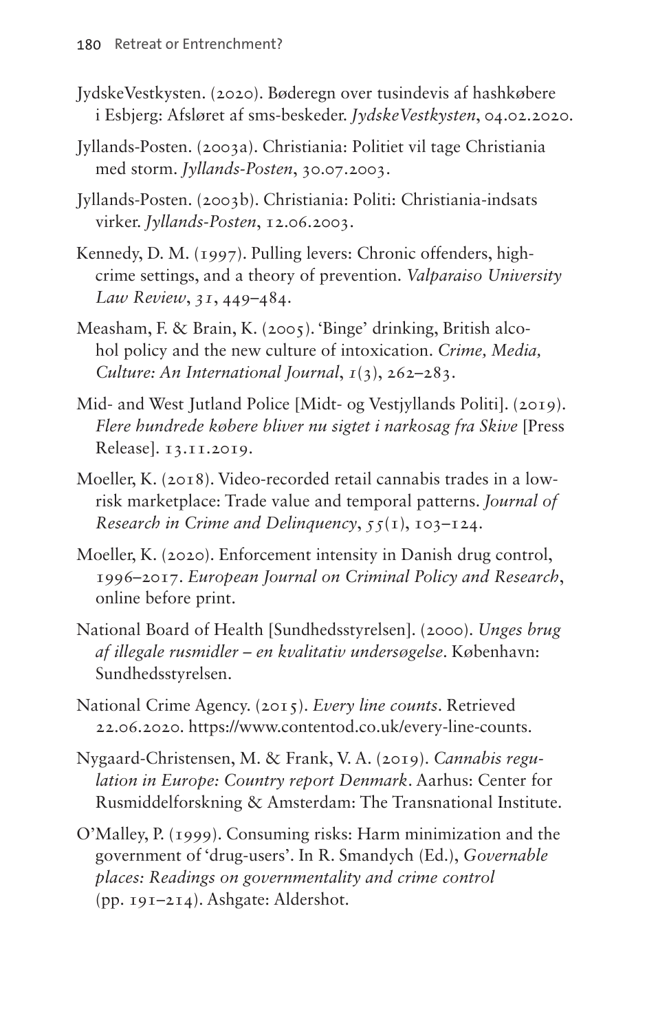JydskeVestkysten. (2020). Bøderegn over tusindevis af hashkøbere i Esbjerg: Afsløret af sms-beskeder. *JydskeVestkysten*, 04.02.2020.

Jyllands-Posten. (2003a). Christiania: Politiet vil tage Christiania med storm. *Jyllands-Posten*, 30.07.2003.

Jyllands-Posten. (2003b). Christiania: Politi: Christiania-indsats virker. *Jyllands-Posten*, 12.06.2003.

Kennedy, D. M. (1997). Pulling levers: Chronic offenders, high-crime settings, and a theory of prevention. *Valparaiso University Law Review*, *31*, 449–484.

Measham, F. & Brain, K. (2005). 'Binge' drinking, British alcohol policy and the new culture of intoxication. *Crime, Media, Culture: An International Journal*, *1*(3), 262–283.

Mid- and West Jutland Police [Midt- og Vestjyllands Politi]. (2019). *Flere hundrede købere bliver nu sigtet i narkosag fra Skive* [Press Release]. 13.11.2019.

Moeller, K. (2018). Video-recorded retail cannabis trades in a low-risk marketplace: Trade value and temporal patterns. *Journal of Research in Crime and Delinquency*, *55*(1), 103–124.

Moeller, K. (2020). Enforcement intensity in Danish drug control, 1996–2017. *European Journal on Criminal Policy and Research*, online before print.

National Board of Health [Sundhedsstyrelsen]. (2000). *Unges brug af illegale rusmidler – en kvalitativ undersøgelse*. København: Sundhedsstyrelsen.

National Crime Agency. (2015). *Every line counts*. Retrieved 22.06.2020. https://www.contentod.co.uk/every-line-counts.

Nygaard-Christensen, M. & Frank, V. A. (2019). *Cannabis regulation in Europe: Country report Denmark*. Aarhus: Center for Rusmiddelforskning & Amsterdam: The Transnational Institute.

O'Malley, P. (1999). Consuming risks: Harm minimization and the government of 'drug-users'. In R. Smandych (Ed.), *Governable places: Readings on governmentality and crime control* (pp. 191–214). Ashgate: Aldershot.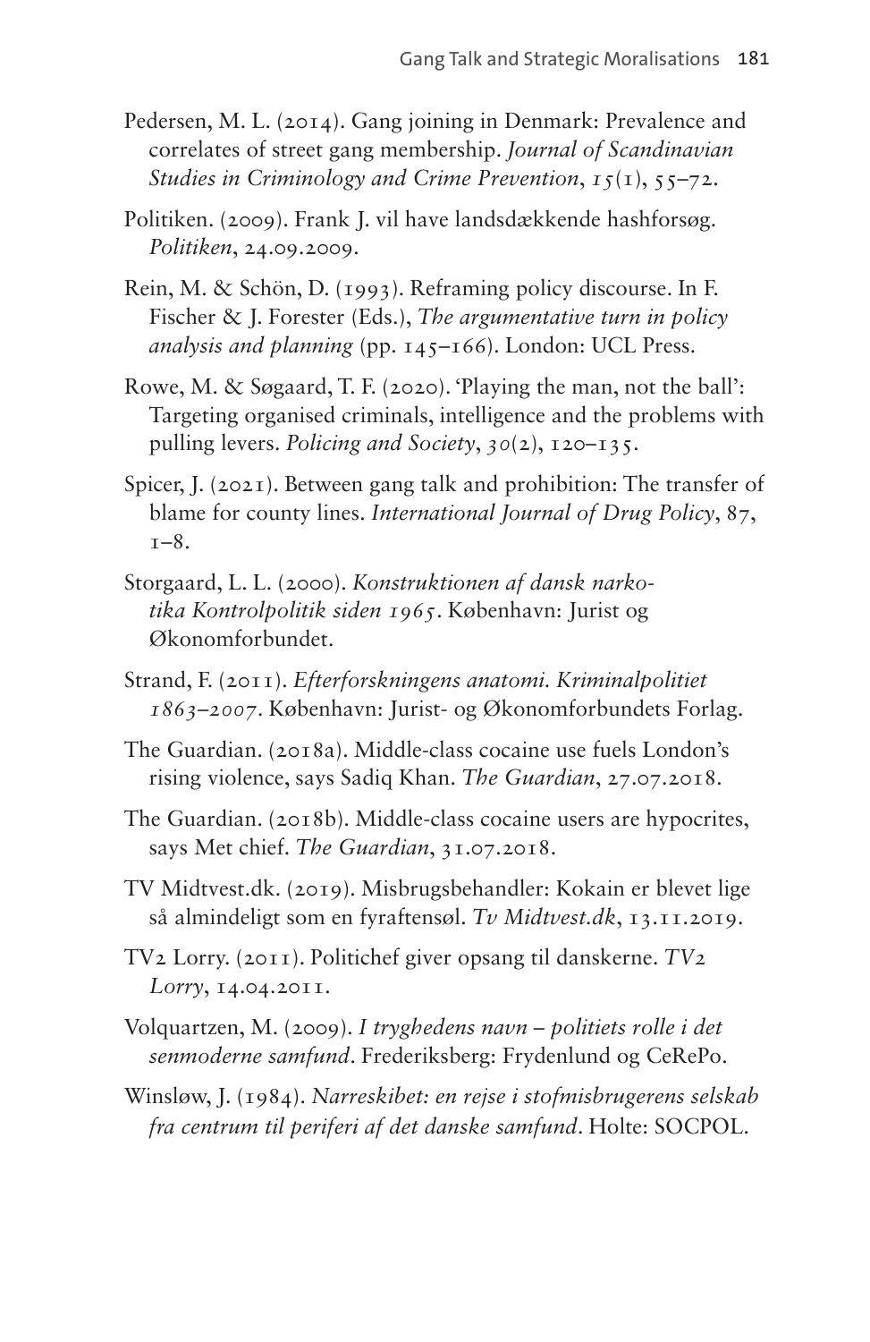Pedersen, M. L. (2014). Gang joining in Denmark: Prevalence and correlates of street gang membership. *Journal of Scandinavian Studies in Criminology and Crime Prevention*, *15*(1), 55–72.

Politiken. (2009). Frank J. vil have landsdækkende hashforsøg. *Politiken*, 24.09.2009.

Rein, M. & Schön, D. (1993). Reframing policy discourse. In F. Fischer & J. Forester (Eds.), *The argumentative turn in policy analysis and planning* (pp. 145–166). London: UCL Press.

Rowe, M. & Søgaard, T. F. (2020). 'Playing the man, not the ball': Targeting organised criminals, intelligence and the problems with pulling levers. *Policing and Society*, *30*(2), 120–135.

Spicer, J. (2021). Between gang talk and prohibition: The transfer of blame for county lines. *International Journal of Drug Policy*, 87, 1–8.

Storgaard, L. L. (2000). *Konstruktionen af dansk narkotika Kontrolpolitik siden 1965*. København: Jurist og Økonomforbundet.

Strand, F. (2011). *Efterforskningens anatomi. Kriminalpolitiet 1863–2007*. København: Jurist- og Økonomforbundets Forlag.

The Guardian. (2018a). Middle-class cocaine use fuels London's rising violence, says Sadiq Khan. *The Guardian*, 27.07.2018.

The Guardian. (2018b). Middle-class cocaine users are hypocrites, says Met chief. *The Guardian*, 31.07.2018.

TV Midtvest.dk. (2019). Misbrugsbehandler: Kokain er blevet lige så almindeligt som en fyraftensøl. *Tv Midtvest.dk*, 13.11.2019.

TV2 Lorry. (2011). Politichef giver opsang til danskerne. *TV2 Lorry*, 14.04.2011.

Volquartzen, M. (2009). *I tryghedens navn – politiets rolle i det senmoderne samfund*. Frederiksberg: Frydenlund og CeRePo.

Winsløw, J. (1984). *Narreskibet: en rejse i stofmisbrugerens selskab fra centrum til periferi af det danske samfund*. Holte: SOCPOL.